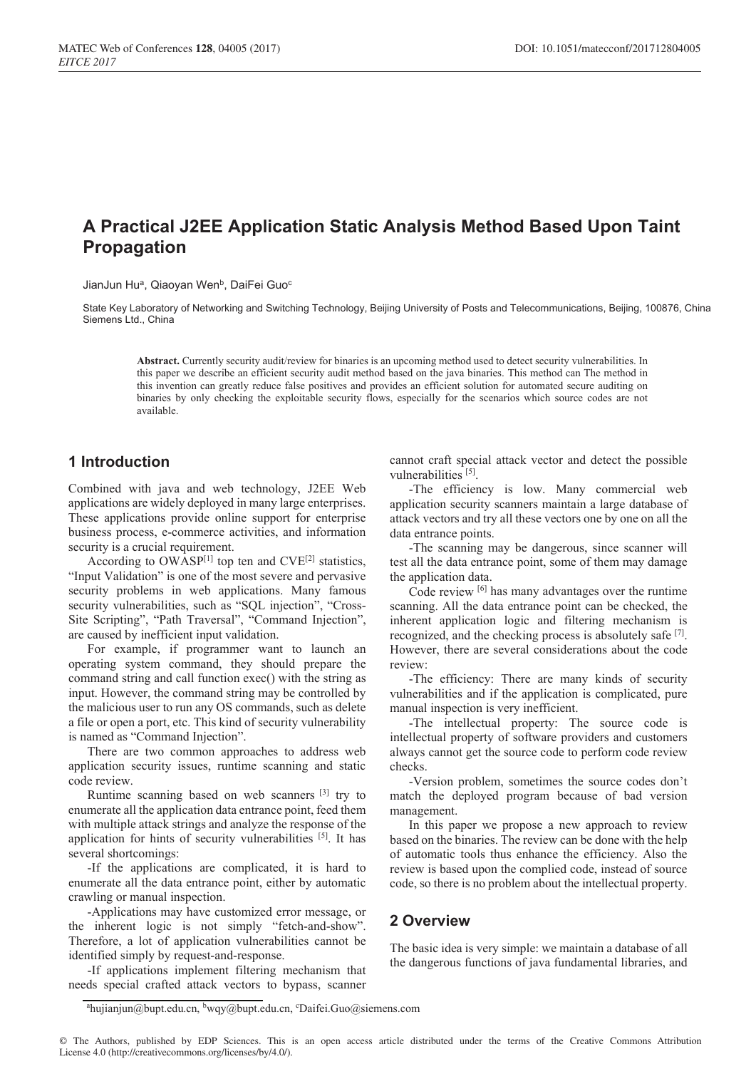# A Practical J2EE Application Static Analysis Method Based Upon Taint Propagation

JianJun Hu[a], Qiaoyan Wen[b], DaiFei Guo[c]

State Key Laboratory of Networking and Switching Technology, Beijing University of Posts and Telecommunications, Beijing, 100876, China Siemens Ltd., China

**Abstract.** Currently security audit/review for binaries is an upcoming method used to detect security vulnerabilities. In this paper we describe an efficient security audit method based on the java binaries. This method can The method in this invention can greatly reduce false positives and provides an efficient solution for automated secure auditing on binaries by only checking the exploitable security flows, especially for the scenarios which source codes are not available.

## 1 Introduction

Combined with java and web technology, J2EE Web applications are widely deployed in many large enterprises. These applications provide online support for enterprise business process, e-commerce activities, and information security is a crucial requirement.

According to OWASP[1] top ten and CVE[2] statistics, "Input Validation" is one of the most severe and pervasive security problems in web applications. Many famous security vulnerabilities, such as "SQL injection", "Cross-Site Scripting", "Path Traversal", "Command Injection", are caused by inefficient input validation.

For example, if programmer want to launch an operating system command, they should prepare the command string and call function exec() with the string as input. However, the command string may be controlled by the malicious user to run any OS commands, such as delete a file or open a port, etc. This kind of security vulnerability is named as "Command Injection".

There are two common approaches to address web application security issues, runtime scanning and static code review.

Runtime scanning based on web scanners [3] try to enumerate all the application data entrance point, feed them with multiple attack strings and analyze the response of the application for hints of security vulnerabilities [5]. It has several shortcomings:

-If the applications are complicated, it is hard to enumerate all the data entrance point, either by automatic crawling or manual inspection.

-Applications may have customized error message, or the inherent logic is not simply "fetch-and-show". Therefore, a lot of application vulnerabilities cannot be identified simply by request-and-response.

-If applications implement filtering mechanism that needs special crafted attack vectors to bypass, scanner cannot craft special attack vector and detect the possible vulnerabilities [5].

-The efficiency is low. Many commercial web application security scanners maintain a large database of attack vectors and try all these vectors one by one on all the data entrance points.

-The scanning may be dangerous, since scanner will test all the data entrance point, some of them may damage the application data.

Code review [6] has many advantages over the runtime scanning. All the data entrance point can be checked, the inherent application logic and filtering mechanism is recognized, and the checking process is absolutely safe [7]. However, there are several considerations about the code review:

-The efficiency: There are many kinds of security vulnerabilities and if the application is complicated, pure manual inspection is very inefficient.

-The intellectual property: The source code is intellectual property of software providers and customers always cannot get the source code to perform code review checks.

-Version problem, sometimes the source codes don't match the deployed program because of bad version management.

In this paper we propose a new approach to review based on the binaries. The review can be done with the help of automatic tools thus enhance the efficiency. Also the review is based upon the complied code, instead of source code, so there is no problem about the intellectual property.

## 2 Overview

The basic idea is very simple: we maintain a database of all the dangerous functions of java fundamental libraries, and

[a]hujianjun@bupt.edu.cn, [b]wqy@bupt.edu.cn, [c]Daifei.Guo@siemens.com

© The Authors, published by EDP Sciences. This is an open access article distributed under the terms of the Creative Commons Attribution License 4.0 (http://creativecommons.org/licenses/by/4.0/).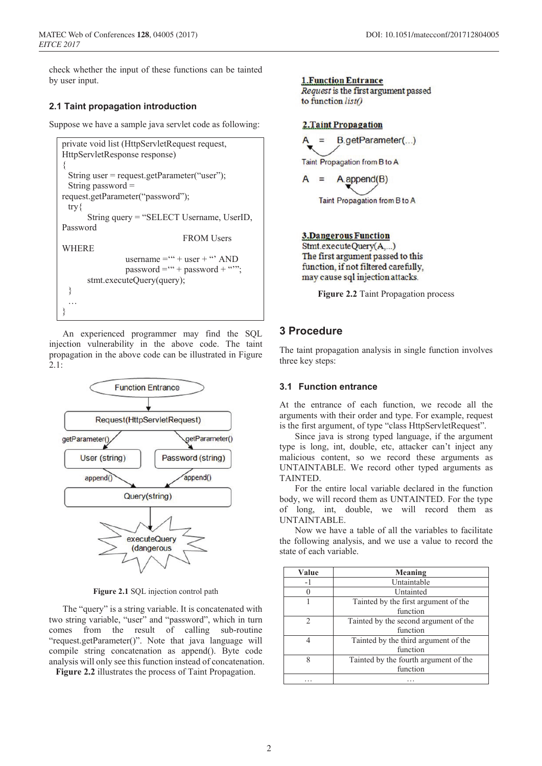check whether the input of these functions can be tainted by user input.

### 2.1 Taint propagation introduction

Suppose we have a sample java servlet code as following:

```
private void list (HttpServletRequest request,
HttpServletResponse response)
{
  String user = request.getParameter("user");
  String password =
request.getParameter("password");
  try{
      String query = "SELECT Username, UserID,
Password
                              FROM Users
WHERE
                  username ='" + user + "' AND
                  password ='" + password + "'";
      stmt.executeQuery(query);
  }
  …
}
```

An experienced programmer may find the SQL injection vulnerability in the above code. The taint propagation in the above code can be illustrated in Figure 2.1:

Function Entrance

Request(HttpServletRequest)

getParameter() getParameter()

User (string) Password (string)

append() append()

Query(string)

executeQuery (dangerous

**Figure 2.1** SQL injection control path

The "query" is a string variable. It is concatenated with two string variable, "user" and "password", which in turn comes from the result of calling sub-routine "request.getParameter()". Note that java language will compile string concatenation as append(). Byte code analysis will only see this function instead of concatenation. **Figure 2.2** illustrates the process of Taint Propagation.

**1.Function Entrance**
*Request* is the first argument passed to function *list()*

**2.Taint Propagation**
A = B.getParameter(...)
Taint Propagation from B to A
A = A.append(B)
Taint Propagation from B to A

**3.Dangerous Function**
Stmt.executeQuery(A,...)
The first argument passed to this function, if not filtered carefully, may cause sql injection attacks.

**Figure 2.2** Taint Propagation process

## 3 Procedure

The taint propagation analysis in single function involves three key steps:

### 3.1 Function entrance

At the entrance of each function, we recode all the arguments with their order and type. For example, request is the first argument, of type "class HttpServletRequest".

Since java is strong typed language, if the argument type is long, int, double, etc, attacker can't inject any malicious content, so we record these arguments as UNTAINTABLE. We record other typed arguments as TAINTED.

For the entire local variable declared in the function body, we will record them as UNTAINTED. For the type of long, int, double, we will record them as UNTAINTABLE.

Now we have a table of all the variables to facilitate the following analysis, and we use a value to record the state of each variable.

| Value | Meaning |
|---|---|
| -1 | Untaintable |
| 0 | Untainted |
| 1 | Tainted by the first argument of the function |
| 2 | Tainted by the second argument of the function |
| 4 | Tainted by the third argument of the function |
| 8 | Tainted by the fourth argument of the function |
| … | … |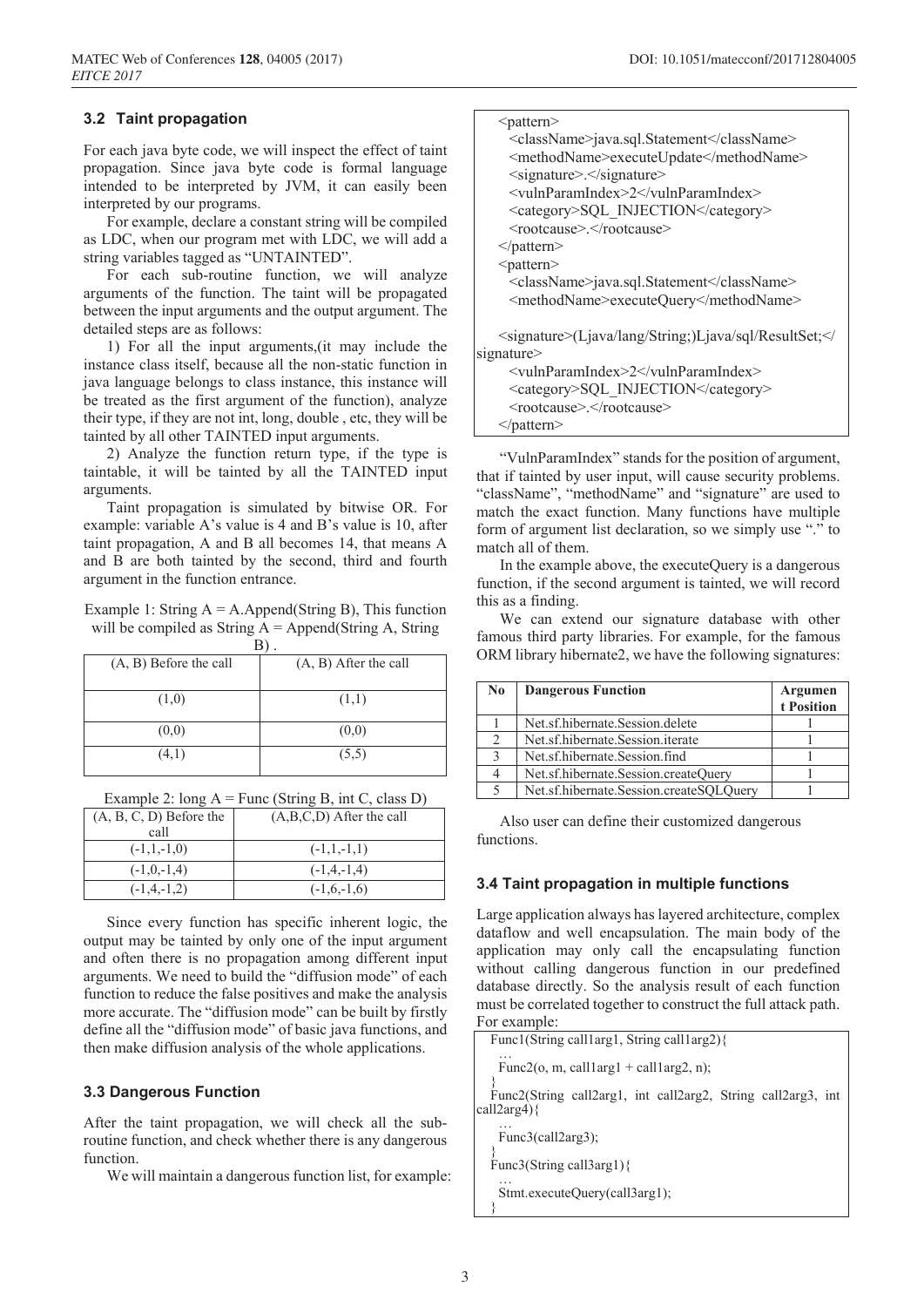### 3.2 Taint propagation

For each java byte code, we will inspect the effect of taint propagation. Since java byte code is formal language intended to be interpreted by JVM, it can easily been interpreted by our programs.

For example, declare a constant string will be compiled as LDC, when our program met with LDC, we will add a string variables tagged as "UNTAINTED".

For each sub-routine function, we will analyze arguments of the function. The taint will be propagated between the input arguments and the output argument. The detailed steps are as follows:

1) For all the input arguments,(it may include the instance class itself, because all the non-static function in java language belongs to class instance, this instance will be treated as the first argument of the function), analyze their type, if they are not int, long, double , etc, they will be tainted by all other TAINTED input arguments.

2) Analyze the function return type, if the type is taintable, it will be tainted by all the TAINTED input arguments.

Taint propagation is simulated by bitwise OR. For example: variable A's value is 4 and B's value is 10, after taint propagation, A and B all becomes 14, that means A and B are both tainted by the second, third and fourth argument in the function entrance.

Example 1: String A = A.Append(String B), This function will be compiled as String A = Append(String A, String B) .

| (A, B) Before the call | (A, B) After the call |
|---|---|
| (1,0) | (1,1) |
| (0,0) | (0,0) |
| (4,1) | (5,5) |

Example 2: long A = Func (String B, int C, class D)

| (A, B, C, D) Before the call | (A,B,C,D) After the call |
|---|---|
| (-1,1,-1,0) | (-1,1,-1,1) |
| (-1,0,-1,4) | (-1,4,-1,4) |
| (-1,4,-1,2) | (-1,6,-1,6) |

Since every function has specific inherent logic, the output may be tainted by only one of the input argument and often there is no propagation among different input arguments. We need to build the "diffusion mode" of each function to reduce the false positives and make the analysis more accurate. The "diffusion mode" can be built by firstly define all the "diffusion mode" of basic java functions, and then make diffusion analysis of the whole applications.

### 3.3 Dangerous Function

After the taint propagation, we will check all the sub-routine function, and check whether there is any dangerous function.

We will maintain a dangerous function list, for example:

```
<pattern>
  <className>java.sql.Statement</className>
  <methodName>executeUpdate</methodName>
  <signature>.</signature>
  <vulnParamIndex>2</vulnParamIndex>
  <category>SQL_INJECTION</category>
  <rootcause>.</rootcause>
</pattern>
<pattern>
  <className>java.sql.Statement</className>
  <methodName>executeQuery</methodName>

  <signature>(Ljava/lang/String;)Ljava/sql/ResultSet;</signature>
  <vulnParamIndex>2</vulnParamIndex>
  <category>SQL_INJECTION</category>
  <rootcause>.</rootcause>
</pattern>
```

"VulnParamIndex" stands for the position of argument, that if tainted by user input, will cause security problems. "className", "methodName" and "signature" are used to match the exact function. Many functions have multiple form of argument list declaration, so we simply use "." to match all of them.

In the example above, the executeQuery is a dangerous function, if the second argument is tainted, we will record this as a finding.

We can extend our signature database with other famous third party libraries. For example, for the famous ORM library hibernate2, we have the following signatures:

| No | Dangerous Function | Argument Position |
|---|---|---|
| 1 | Net.sf.hibernate.Session.delete | 1 |
| 2 | Net.sf.hibernate.Session.iterate | 1 |
| 3 | Net.sf.hibernate.Session.find | 1 |
| 4 | Net.sf.hibernate.Session.createQuery | 1 |
| 5 | Net.sf.hibernate.Session.createSQLQuery | 1 |

Also user can define their customized dangerous functions.

### 3.4 Taint propagation in multiple functions

Large application always has layered architecture, complex dataflow and well encapsulation. The main body of the application may only call the encapsulating function without calling dangerous function in our predefined database directly. So the analysis result of each function must be correlated together to construct the full attack path. For example:

```
Func1(String call1arg1, String call1arg2){
  …
  Func2(o, m, call1arg1 + call1arg2, n);
}
Func2(String call2arg1, int call2arg2, String call2arg3, int call2arg4){
  …
  Func3(call2arg3);
}
Func3(String call3arg1){
  …
  Stmt.executeQuery(call3arg1);
}
```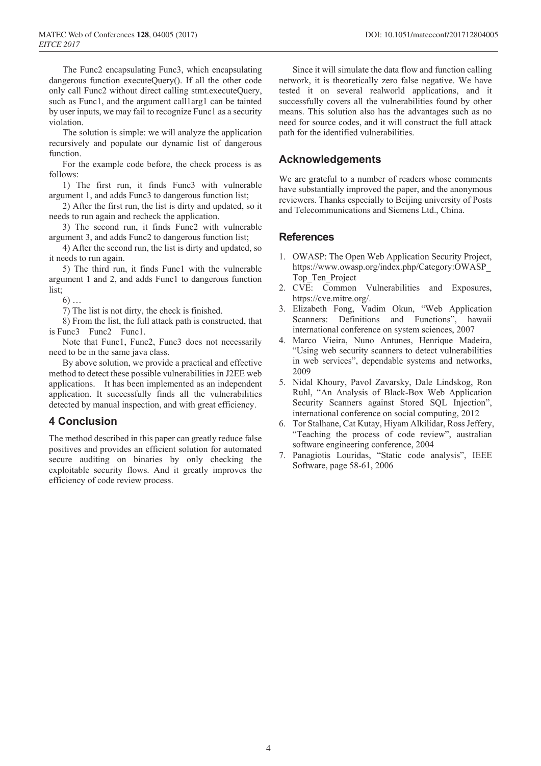The Func2 encapsulating Func3, which encapsulating dangerous function executeQuery(). If all the other code only call Func2 without direct calling stmt.executeQuery, such as Func1, and the argument call1arg1 can be tainted by user inputs, we may fail to recognize Func1 as a security violation.

The solution is simple: we will analyze the application recursively and populate our dynamic list of dangerous function.

For the example code before, the check process is as follows:

1) The first run, it finds Func3 with vulnerable argument 1, and adds Func3 to dangerous function list;

2) After the first run, the list is dirty and updated, so it needs to run again and recheck the application.

3) The second run, it finds Func2 with vulnerable argument 3, and adds Func2 to dangerous function list;

4) After the second run, the list is dirty and updated, so it needs to run again.

5) The third run, it finds Func1 with the vulnerable argument 1 and 2, and adds Func1 to dangerous function list;

6) …

7) The list is not dirty, the check is finished.

8) From the list, the full attack path is constructed, that is Func3 Func2 Func1.

Note that Func1, Func2, Func3 does not necessarily need to be in the same java class.

By above solution, we provide a practical and effective method to detect these possible vulnerabilities in J2EE web applications. It has been implemented as an independent application. It successfully finds all the vulnerabilities detected by manual inspection, and with great efficiency.

## 4 Conclusion

The method described in this paper can greatly reduce false positives and provides an efficient solution for automated secure auditing on binaries by only checking the exploitable security flows. And it greatly improves the efficiency of code review process.

Since it will simulate the data flow and function calling network, it is theoretically zero false negative. We have tested it on several realworld applications, and it successfully covers all the vulnerabilities found by other means. This solution also has the advantages such as no need for source codes, and it will construct the full attack path for the identified vulnerabilities.

## Acknowledgements

We are grateful to a number of readers whose comments have substantially improved the paper, and the anonymous reviewers. Thanks especially to Beijing university of Posts and Telecommunications and Siemens Ltd., China.

## References

1. OWASP: The Open Web Application Security Project, https://www.owasp.org/index.php/Category:OWASP_Top_Ten_Project
2. CVE: Common Vulnerabilities and Exposures, https://cve.mitre.org/.
3. Elizabeth Fong, Vadim Okun, "Web Application Scanners: Definitions and Functions", hawaii international conference on system sciences, 2007
4. Marco Vieira, Nuno Antunes, Henrique Madeira, "Using web security scanners to detect vulnerabilities in web services", dependable systems and networks, 2009
5. Nidal Khoury, Pavol Zavarsky, Dale Lindskog, Ron Ruhl, "An Analysis of Black-Box Web Application Security Scanners against Stored SQL Injection", international conference on social computing, 2012
6. Tor Stalhane, Cat Kutay, Hiyam Alkilidar, Ross Jeffery, "Teaching the process of code review", australian software engineering conference, 2004
7. Panagiotis Louridas, "Static code analysis", IEEE Software, page 58-61, 2006